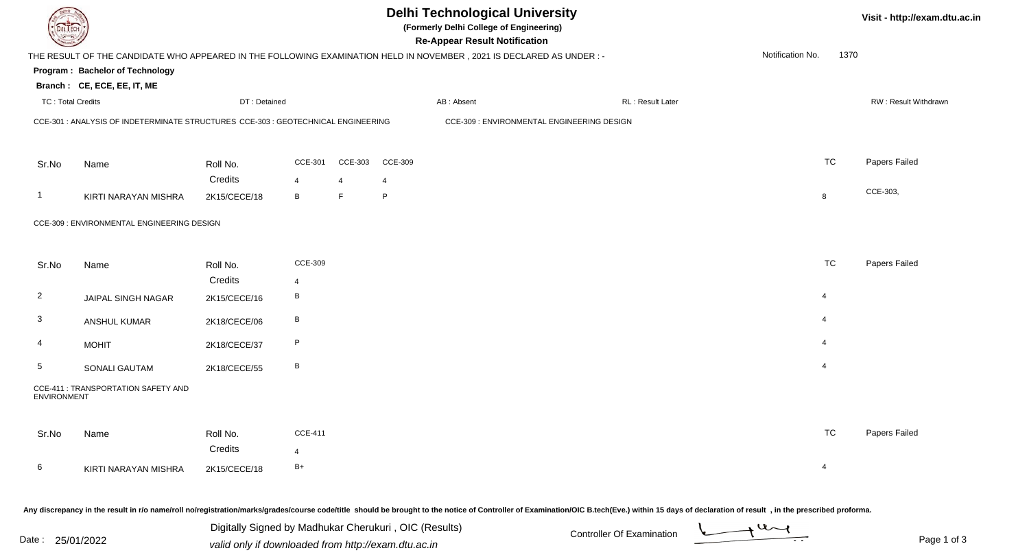# Delhi Technological University

**(Formerly Delhi College of Engineering)**

**Re-Appear Result Notification**

Visit - http://exam.dtu.ac.in

THE RESULT OF THE CANDIDATE WHO APPEARED IN THE FOLLOWING EXAMINATION HELD IN NOVEMBER , 2021 IS DECLARED AS UNDER : -

Notification No. 1370

**Program : Bachelor of Technology**

**Branch : CE, ECE, EE, IT, ME**

TC : Total Credits | DT : Detained | AB : Absent | RL : Result Later | RW : Result Withdrawn

CCE-301 : ANALYSIS OF INDETERMINATE STRUCTURES CCE-303 : GEOTECHNICAL ENGINEERING CCE-309 : ENVIRONMENTAL ENGINEERING DESIGN

| Sr.No | Name | Roll No. | CCE-301 | CCE-303 | CCE-309 | TC | Papers Failed |
|---|---|---|---|---|---|---|---|
| | | Credits | 4 | 4 | 4 | | |
| 1 | KIRTI NARAYAN MISHRA | 2K15/CECE/18 | B | F | P | 8 | CCE-303, |

CCE-309 : ENVIRONMENTAL ENGINEERING DESIGN

| Sr.No | Name | Roll No. | CCE-309 | TC | Papers Failed |
|---|---|---|---|---|---|
| | | Credits | 4 | | |
| 2 | JAIPAL SINGH NAGAR | 2K15/CECE/16 | B | 4 | |
| 3 | ANSHUL KUMAR | 2K18/CECE/06 | B | 4 | |
| 4 | MOHIT | 2K18/CECE/37 | P | 4 | |
| 5 | SONALI GAUTAM | 2K18/CECE/55 | B | 4 | |

CCE-411 : TRANSPORTATION SAFETY AND ENVIRONMENT

| Sr.No | Name | Roll No. | CCE-411 | TC | Papers Failed |
|---|---|---|---|---|---|
| | | Credits | 4 | | |
| 6 | KIRTI NARAYAN MISHRA | 2K15/CECE/18 | B+ | 4 | |

Any discrepancy in the result in r/o name/roll no/registration/marks/grades/course code/title should be brought to the notice of Controller of Examination/OIC B.tech(Eve.) within 15 days of declaration of result , in the prescribed proforma.

Date : 25/01/2022

Digitally Signed by Madhukar Cherukuri , OIC (Results)
valid only if downloaded from http://exam.dtu.ac.in

Controller Of Examination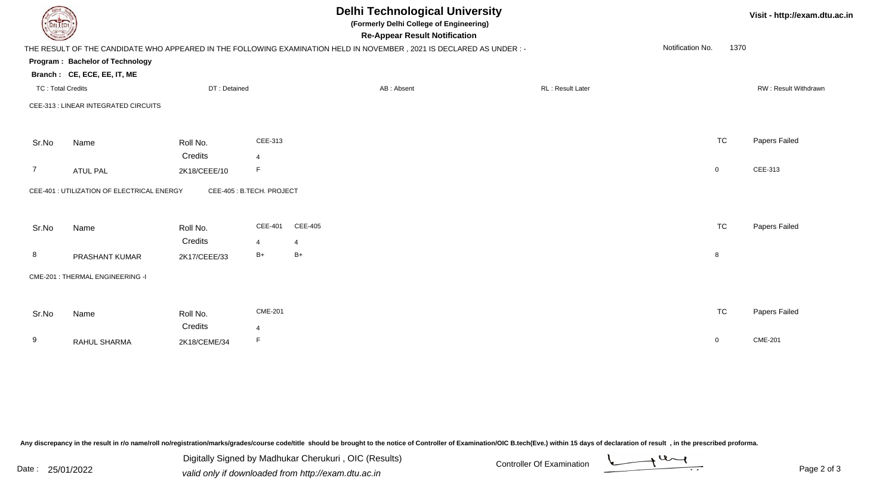# Delhi Technological University

**(Formerly Delhi College of Engineering)**

**Re-Appear Result Notification**

Visit - http://exam.dtu.ac.in

THE RESULT OF THE CANDIDATE WHO APPEARED IN THE FOLLOWING EXAMINATION HELD IN NOVEMBER , 2021 IS DECLARED AS UNDER : -

Notification No. 1370

**Program : Bachelor of Technology**

**Branch : CE, ECE, EE, IT, ME**

TC : Total Credits | DT : Detained | AB : Absent | RL : Result Later | RW : Result Withdrawn

CEE-313 : LINEAR INTEGRATED CIRCUITS

| Sr.No | Name | Roll No. | CEE-313 | TC | Papers Failed |
|---|---|---|---|---|---|
| | | Credits | 4 | | |
| 7 | ATUL PAL | 2K18/CEEE/10 | F | 0 | CEE-313 |

CEE-401 : UTILIZATION OF ELECTRICAL ENERGY    CEE-405 : B.TECH. PROJECT

| Sr.No | Name | Roll No. | CEE-401 | CEE-405 | TC | Papers Failed |
|---|---|---|---|---|---|---|
| | | Credits | 4 | 4 | | |
| 8 | PRASHANT KUMAR | 2K17/CEEE/33 | B+ | B+ | 8 | |

CME-201 : THERMAL ENGINEERING -I

| Sr.No | Name | Roll No. | CME-201 | TC | Papers Failed |
|---|---|---|---|---|---|
| | | Credits | 4 | | |
| 9 | RAHUL SHARMA | 2K18/CEME/34 | F | 0 | CME-201 |

Any discrepancy in the result in r/o name/roll no/registration/marks/grades/course code/title should be brought to the notice of Controller of Examination/OIC B.tech(Eve.) within 15 days of declaration of result , in the prescribed proforma.

Date : 25/01/2022

Digitally Signed by Madhukar Cherukuri , OIC (Results)
valid only if downloaded from http://exam.dtu.ac.in

Controller Of Examination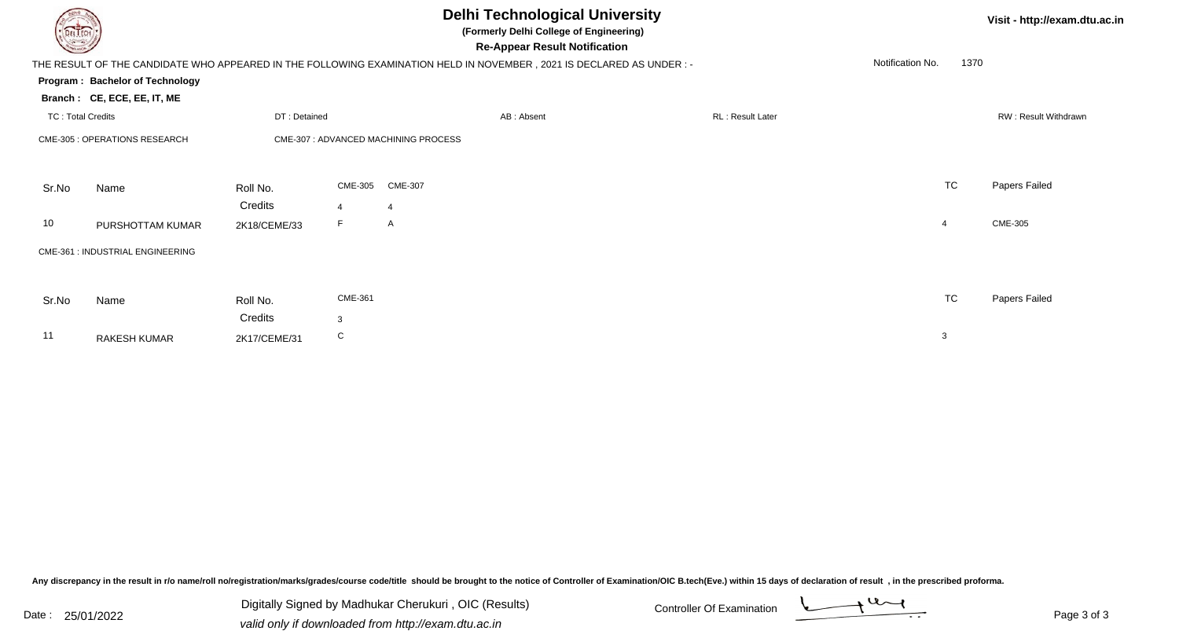# Delhi Technological University

**(Formerly Delhi College of Engineering)**

**Re-Appear Result Notification**

Visit - http://exam.dtu.ac.in

THE RESULT OF THE CANDIDATE WHO APPEARED IN THE FOLLOWING EXAMINATION HELD IN NOVEMBER , 2021 IS DECLARED AS UNDER : -

Notification No. 1370

**Program : Bachelor of Technology**

**Branch : CE, ECE, EE, IT, ME**

TC : Total Credits | DT : Detained | AB : Absent | RL : Result Later | RW : Result Withdrawn

CME-305 : OPERATIONS RESEARCH

CME-307 : ADVANCED MACHINING PROCESS

| Sr.No | Name | Roll No. | CME-305 | CME-307 | TC | Papers Failed |
|---|---|---|---|---|---|---|
| | | Credits | 4 | 4 | | |
| 10 | PURSHOTTAM KUMAR | 2K18/CEME/33 | F | A | 4 | CME-305 |

CME-361 : INDUSTRIAL ENGINEERING

| Sr.No | Name | Roll No. | CME-361 | TC | Papers Failed |
|---|---|---|---|---|---|
| | | Credits | 3 | | |
| 11 | RAKESH KUMAR | 2K17/CEME/31 | C | 3 | |

Any discrepancy in the result in r/o name/roll no/registration/marks/grades/course code/title should be brought to the notice of Controller of Examination/OIC B.tech(Eve.) within 15 days of declaration of result , in the prescribed proforma.

Date : 25/01/2022

Digitally Signed by Madhukar Cherukuri , OIC (Results)

*valid only if downloaded from http://exam.dtu.ac.in*

Controller Of Examination